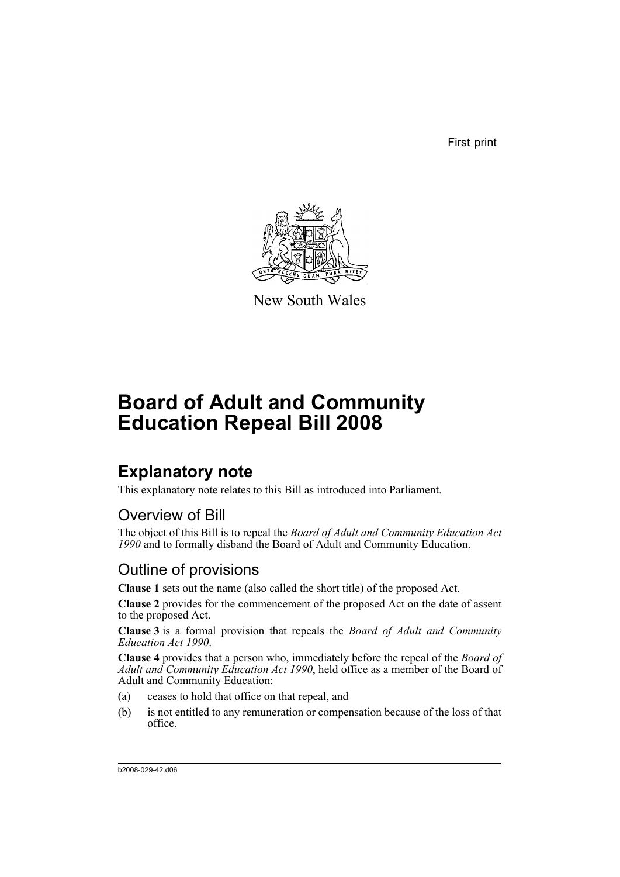First print

New South Wales

# Board of Adult and Community Education Repeal Bill 2008

## Explanatory note

This explanatory note relates to this Bill as introduced into Parliament.

### Overview of Bill

The object of this Bill is to repeal the *Board of Adult and Community Education Act 1990* and to formally disband the Board of Adult and Community Education.

### Outline of provisions

**Clause 1** sets out the name (also called the short title) of the proposed Act.

**Clause 2** provides for the commencement of the proposed Act on the date of assent to the proposed Act.

**Clause 3** is a formal provision that repeals the *Board of Adult and Community Education Act 1990*.

**Clause 4** provides that a person who, immediately before the repeal of the *Board of Adult and Community Education Act 1990*, held office as a member of the Board of Adult and Community Education:

(a) ceases to hold that office on that repeal, and

(b) is not entitled to any remuneration or compensation because of the loss of that office.

b2008-029-42.d06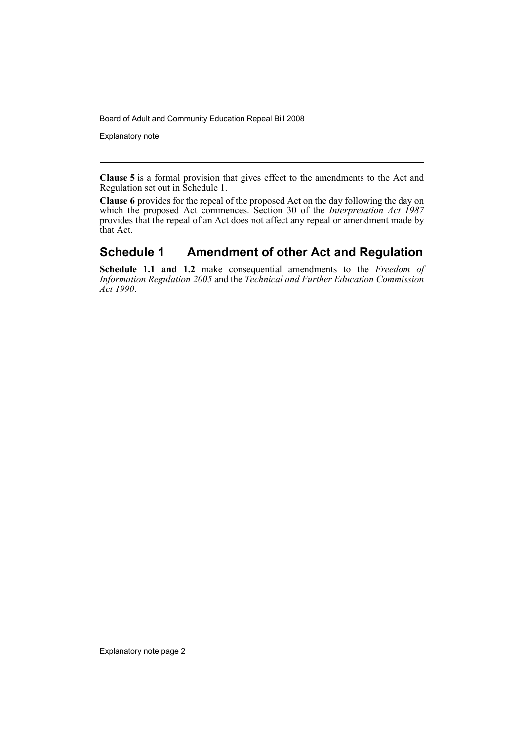**Clause 5** is a formal provision that gives effect to the amendments to the Act and Regulation set out in Schedule 1.

**Clause 6** provides for the repeal of the proposed Act on the day following the day on which the proposed Act commences. Section 30 of the *Interpretation Act 1987* provides that the repeal of an Act does not affect any repeal or amendment made by that Act.

## Schedule 1 Amendment of other Act and Regulation

**Schedule 1.1 and 1.2** make consequential amendments to the *Freedom of Information Regulation 2005* and the *Technical and Further Education Commission Act 1990*.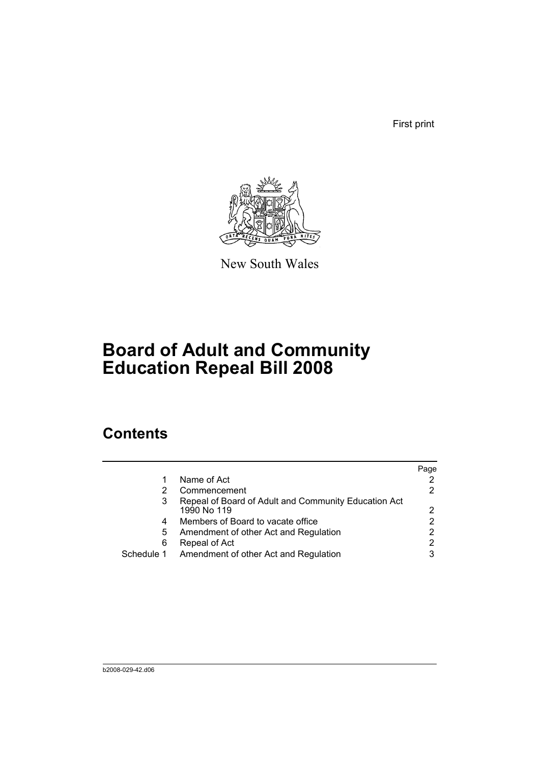First print

New South Wales

# Board of Adult and Community Education Repeal Bill 2008

## Contents

| | | Page |
|---|---|---|
| 1 | Name of Act | 2 |
| 2 | Commencement | 2 |
| 3 | Repeal of Board of Adult and Community Education Act 1990 No 119 | 2 |
| 4 | Members of Board to vacate office | 2 |
| 5 | Amendment of other Act and Regulation | 2 |
| 6 | Repeal of Act | 2 |
| Schedule 1 | Amendment of other Act and Regulation | 3 |

b2008-029-42.d06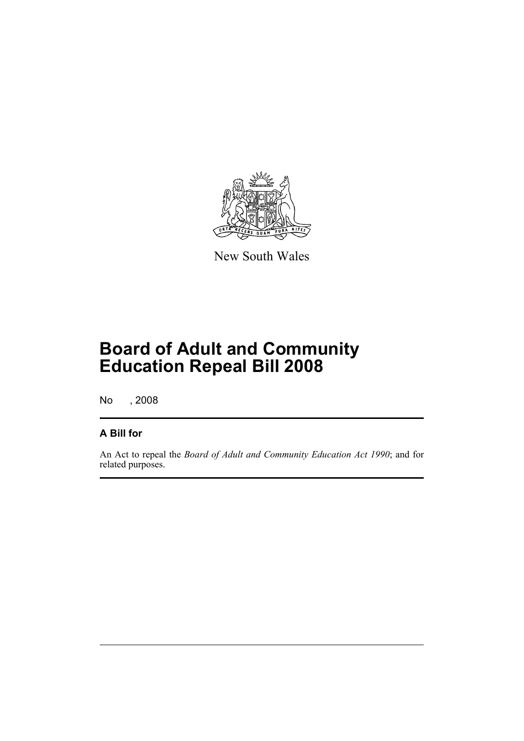New South Wales

# Board of Adult and Community Education Repeal Bill 2008

No , 2008

## A Bill for

An Act to repeal the *Board of Adult and Community Education Act 1990*; and for related purposes.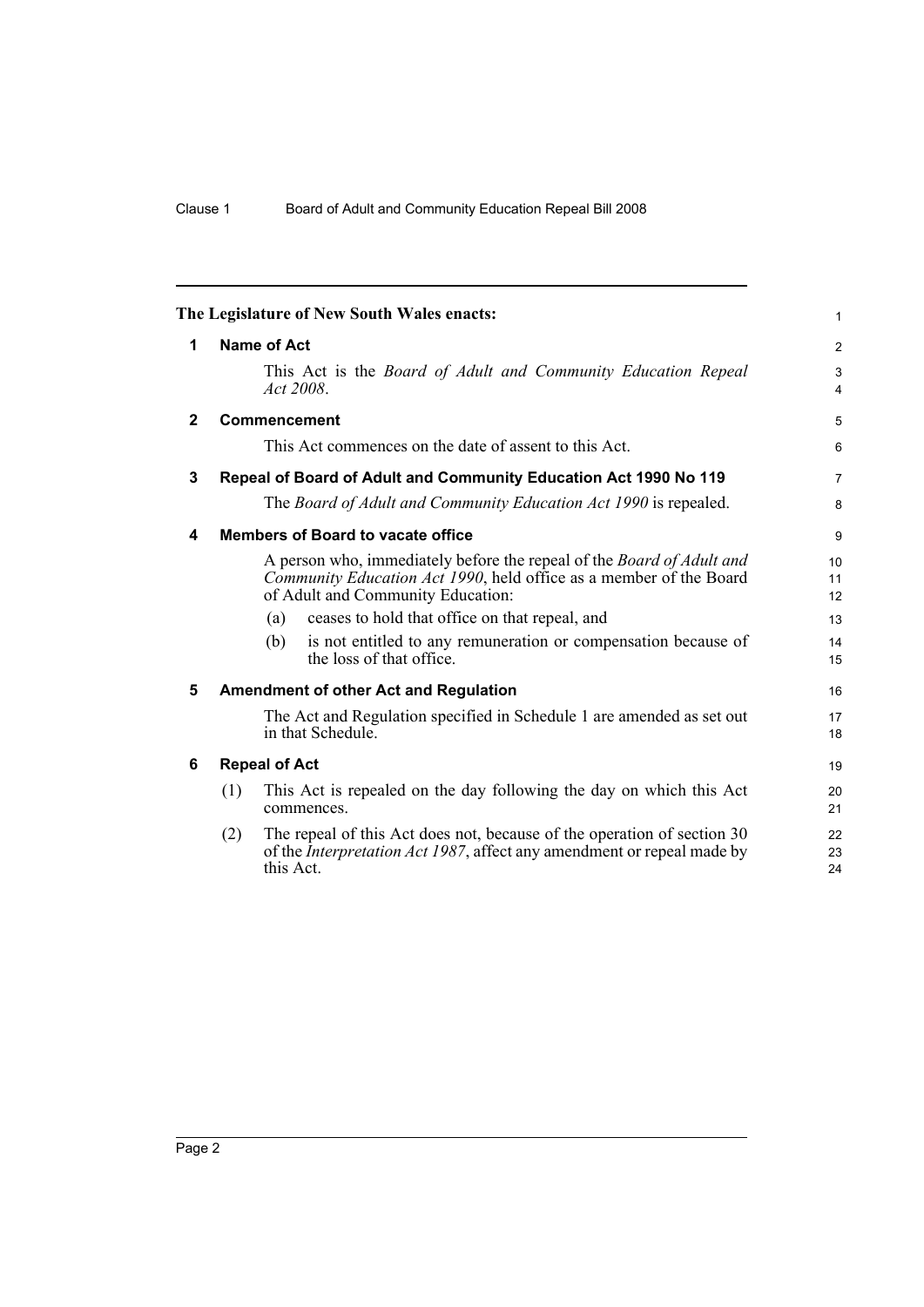**The Legislature of New South Wales enacts:**

## 1 Name of Act

This Act is the *Board of Adult and Community Education Repeal Act 2008*.

## 2 Commencement

This Act commences on the date of assent to this Act.

## 3 Repeal of Board of Adult and Community Education Act 1990 No 119

The *Board of Adult and Community Education Act 1990* is repealed.

## 4 Members of Board to vacate office

A person who, immediately before the repeal of the *Board of Adult and Community Education Act 1990*, held office as a member of the Board of Adult and Community Education:

(a) ceases to hold that office on that repeal, and

(b) is not entitled to any remuneration or compensation because of the loss of that office.

## 5 Amendment of other Act and Regulation

The Act and Regulation specified in Schedule 1 are amended as set out in that Schedule.

## 6 Repeal of Act

(1) This Act is repealed on the day following the day on which this Act commences.

(2) The repeal of this Act does not, because of the operation of section 30 of the *Interpretation Act 1987*, affect any amendment or repeal made by this Act.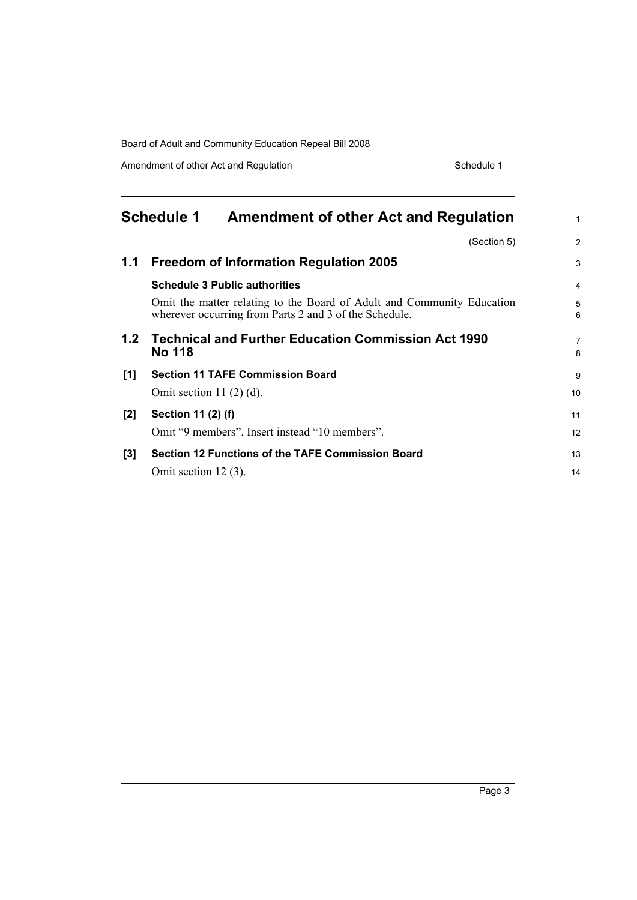# Schedule 1 Amendment of other Act and Regulation

(Section 5)

## 1.1 Freedom of Information Regulation 2005

**Schedule 3 Public authorities**

Omit the matter relating to the Board of Adult and Community Education wherever occurring from Parts 2 and 3 of the Schedule.

## 1.2 Technical and Further Education Commission Act 1990 No 118

**[1] Section 11 TAFE Commission Board**

Omit section 11 (2) (d).

**[2] Section 11 (2) (f)**

Omit "9 members". Insert instead "10 members".

**[3] Section 12 Functions of the TAFE Commission Board**

Omit section 12 (3).